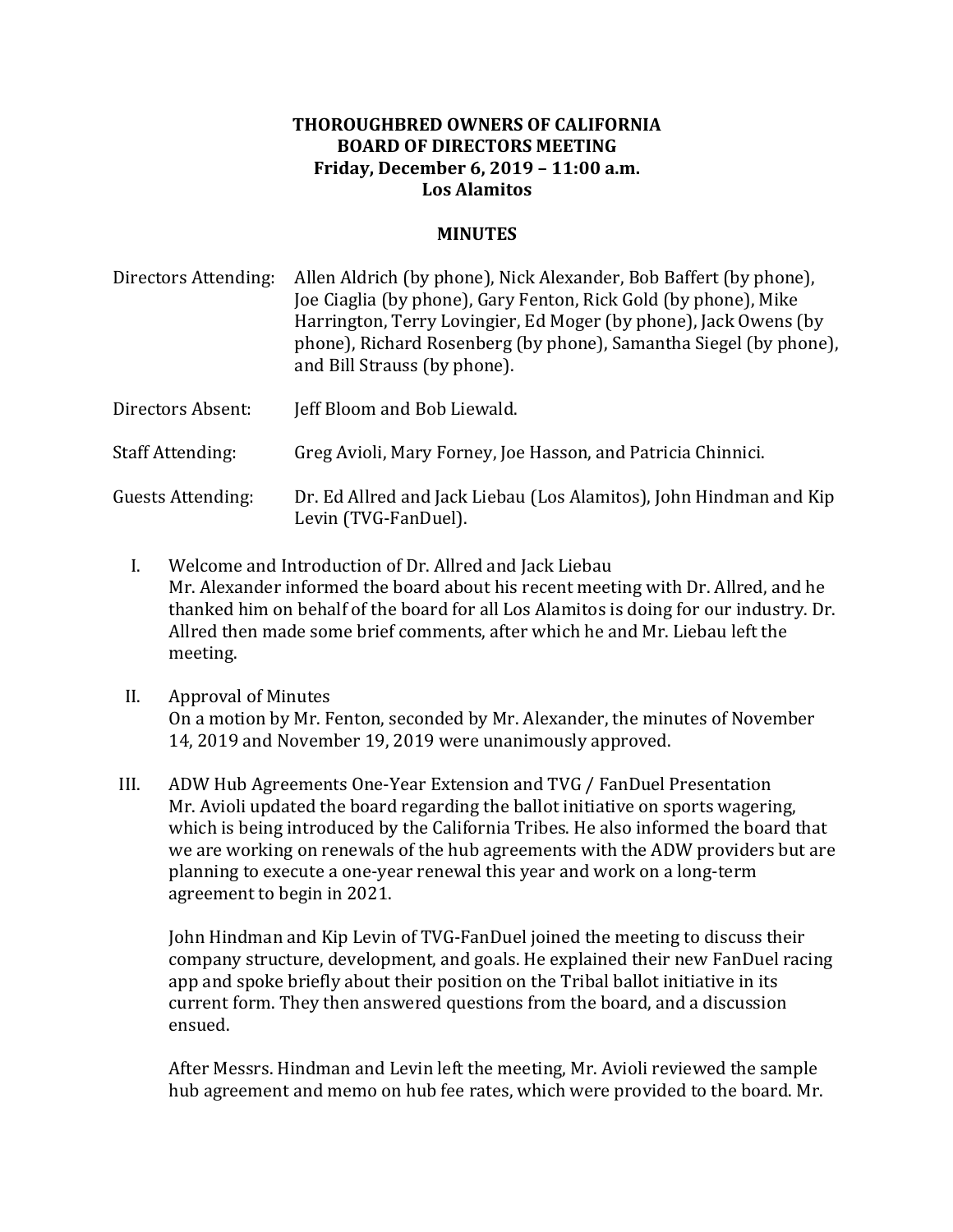**THOROUGHBRED OWNERS OF CALIFORNIA**
**BOARD OF DIRECTORS MEETING**
**Friday, December 6, 2019 – 11:00 a.m.**
**Los Alamitos**

**MINUTES**

| | |
|---|---|
| Directors Attending: | Allen Aldrich (by phone), Nick Alexander, Bob Baffert (by phone), Joe Ciaglia (by phone), Gary Fenton, Rick Gold (by phone), Mike Harrington, Terry Lovingier, Ed Moger (by phone), Jack Owens (by phone), Richard Rosenberg (by phone), Samantha Siegel (by phone), and Bill Strauss (by phone). |
| Directors Absent: | Jeff Bloom and Bob Liewald. |
| Staff Attending: | Greg Avioli, Mary Forney, Joe Hasson, and Patricia Chinnici. |
| Guests Attending: | Dr. Ed Allred and Jack Liebau (Los Alamitos), John Hindman and Kip Levin (TVG-FanDuel). |

I. Welcome and Introduction of Dr. Allred and Jack Liebau
Mr. Alexander informed the board about his recent meeting with Dr. Allred, and he thanked him on behalf of the board for all Los Alamitos is doing for our industry. Dr. Allred then made some brief comments, after which he and Mr. Liebau left the meeting.

II. Approval of Minutes
On a motion by Mr. Fenton, seconded by Mr. Alexander, the minutes of November 14, 2019 and November 19, 2019 were unanimously approved.

III. ADW Hub Agreements One-Year Extension and TVG / FanDuel Presentation
Mr. Avioli updated the board regarding the ballot initiative on sports wagering, which is being introduced by the California Tribes. He also informed the board that we are working on renewals of the hub agreements with the ADW providers but are planning to execute a one-year renewal this year and work on a long-term agreement to begin in 2021.

John Hindman and Kip Levin of TVG-FanDuel joined the meeting to discuss their company structure, development, and goals. He explained their new FanDuel racing app and spoke briefly about their position on the Tribal ballot initiative in its current form. They then answered questions from the board, and a discussion ensued.

After Messrs. Hindman and Levin left the meeting, Mr. Avioli reviewed the sample hub agreement and memo on hub fee rates, which were provided to the board. Mr.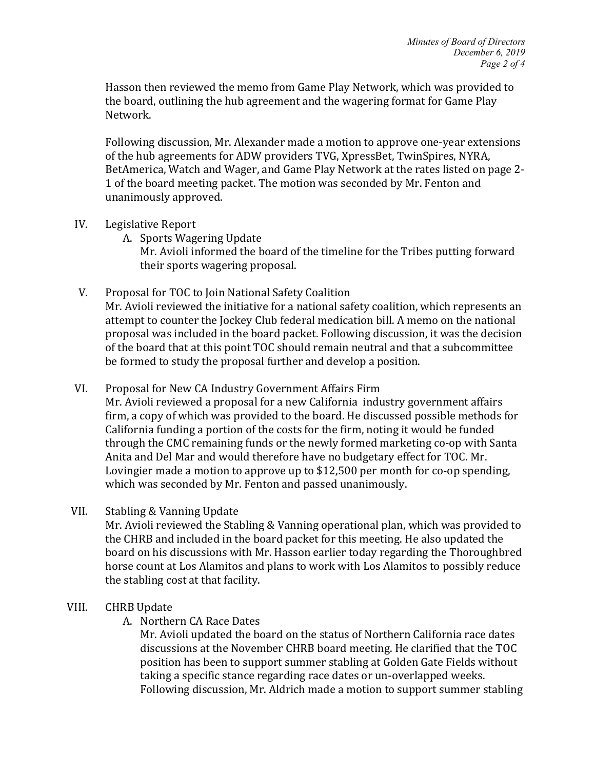Hasson then reviewed the memo from Game Play Network, which was provided to the board, outlining the hub agreement and the wagering format for Game Play Network.

Following discussion, Mr. Alexander made a motion to approve one-year extensions of the hub agreements for ADW providers TVG, XpressBet, TwinSpires, NYRA, BetAmerica, Watch and Wager, and Game Play Network at the rates listed on page 2-1 of the board meeting packet. The motion was seconded by Mr. Fenton and unanimously approved.

IV. Legislative Report
   A. Sports Wagering Update
      Mr. Avioli informed the board of the timeline for the Tribes putting forward their sports wagering proposal.

V. Proposal for TOC to Join National Safety Coalition
   Mr. Avioli reviewed the initiative for a national safety coalition, which represents an attempt to counter the Jockey Club federal medication bill. A memo on the national proposal was included in the board packet. Following discussion, it was the decision of the board that at this point TOC should remain neutral and that a subcommittee be formed to study the proposal further and develop a position.

VI. Proposal for New CA Industry Government Affairs Firm
   Mr. Avioli reviewed a proposal for a new California industry government affairs firm, a copy of which was provided to the board. He discussed possible methods for California funding a portion of the costs for the firm, noting it would be funded through the CMC remaining funds or the newly formed marketing co-op with Santa Anita and Del Mar and would therefore have no budgetary effect for TOC. Mr. Lovingier made a motion to approve up to $12,500 per month for co-op spending, which was seconded by Mr. Fenton and passed unanimously.

VII. Stabling & Vanning Update
   Mr. Avioli reviewed the Stabling & Vanning operational plan, which was provided to the CHRB and included in the board packet for this meeting. He also updated the board on his discussions with Mr. Hasson earlier today regarding the Thoroughbred horse count at Los Alamitos and plans to work with Los Alamitos to possibly reduce the stabling cost at that facility.

VIII. CHRB Update
   A. Northern CA Race Dates
      Mr. Avioli updated the board on the status of Northern California race dates discussions at the November CHRB board meeting. He clarified that the TOC position has been to support summer stabling at Golden Gate Fields without taking a specific stance regarding race dates or un-overlapped weeks. Following discussion, Mr. Aldrich made a motion to support summer stabling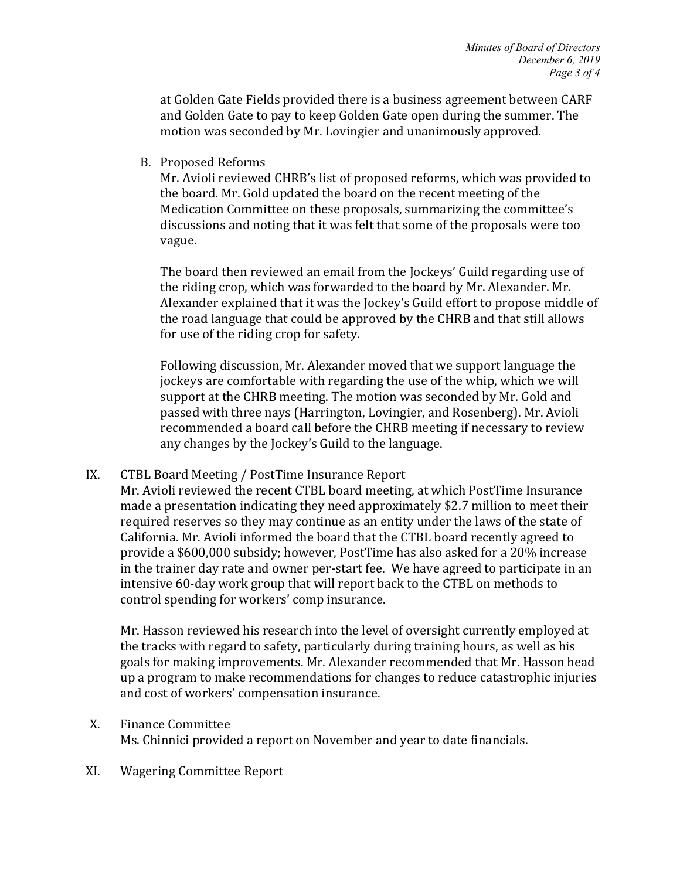at Golden Gate Fields provided there is a business agreement between CARF and Golden Gate to pay to keep Golden Gate open during the summer. The motion was seconded by Mr. Lovingier and unanimously approved.

B. Proposed Reforms

Mr. Avioli reviewed CHRB's list of proposed reforms, which was provided to the board. Mr. Gold updated the board on the recent meeting of the Medication Committee on these proposals, summarizing the committee's discussions and noting that it was felt that some of the proposals were too vague.

The board then reviewed an email from the Jockeys' Guild regarding use of the riding crop, which was forwarded to the board by Mr. Alexander. Mr. Alexander explained that it was the Jockey's Guild effort to propose middle of the road language that could be approved by the CHRB and that still allows for use of the riding crop for safety.

Following discussion, Mr. Alexander moved that we support language the jockeys are comfortable with regarding the use of the whip, which we will support at the CHRB meeting. The motion was seconded by Mr. Gold and passed with three nays (Harrington, Lovingier, and Rosenberg). Mr. Avioli recommended a board call before the CHRB meeting if necessary to review any changes by the Jockey's Guild to the language.

IX. CTBL Board Meeting / PostTime Insurance Report

Mr. Avioli reviewed the recent CTBL board meeting, at which PostTime Insurance made a presentation indicating they need approximately $2.7 million to meet their required reserves so they may continue as an entity under the laws of the state of California. Mr. Avioli informed the board that the CTBL board recently agreed to provide a $600,000 subsidy; however, PostTime has also asked for a 20% increase in the trainer day rate and owner per-start fee. We have agreed to participate in an intensive 60-day work group that will report back to the CTBL on methods to control spending for workers' comp insurance.

Mr. Hasson reviewed his research into the level of oversight currently employed at the tracks with regard to safety, particularly during training hours, as well as his goals for making improvements. Mr. Alexander recommended that Mr. Hasson head up a program to make recommendations for changes to reduce catastrophic injuries and cost of workers' compensation insurance.

X. Finance Committee

Ms. Chinnici provided a report on November and year to date financials.

XI. Wagering Committee Report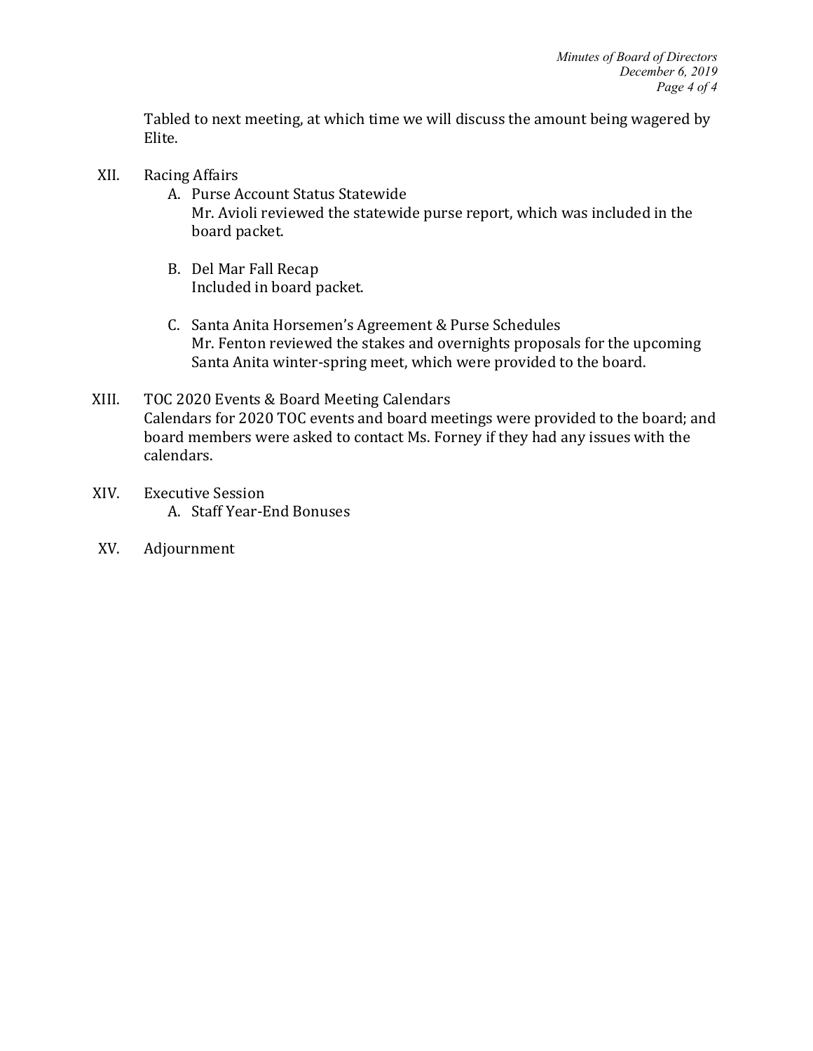Tabled to next meeting, at which time we will discuss the amount being wagered by Elite.

XII. Racing Affairs

A. Purse Account Status Statewide
Mr. Avioli reviewed the statewide purse report, which was included in the board packet.

B. Del Mar Fall Recap
Included in board packet.

C. Santa Anita Horsemen's Agreement & Purse Schedules
Mr. Fenton reviewed the stakes and overnights proposals for the upcoming Santa Anita winter-spring meet, which were provided to the board.

XIII. TOC 2020 Events & Board Meeting Calendars
Calendars for 2020 TOC events and board meetings were provided to the board; and board members were asked to contact Ms. Forney if they had any issues with the calendars.

XIV. Executive Session

A. Staff Year-End Bonuses

XV. Adjournment